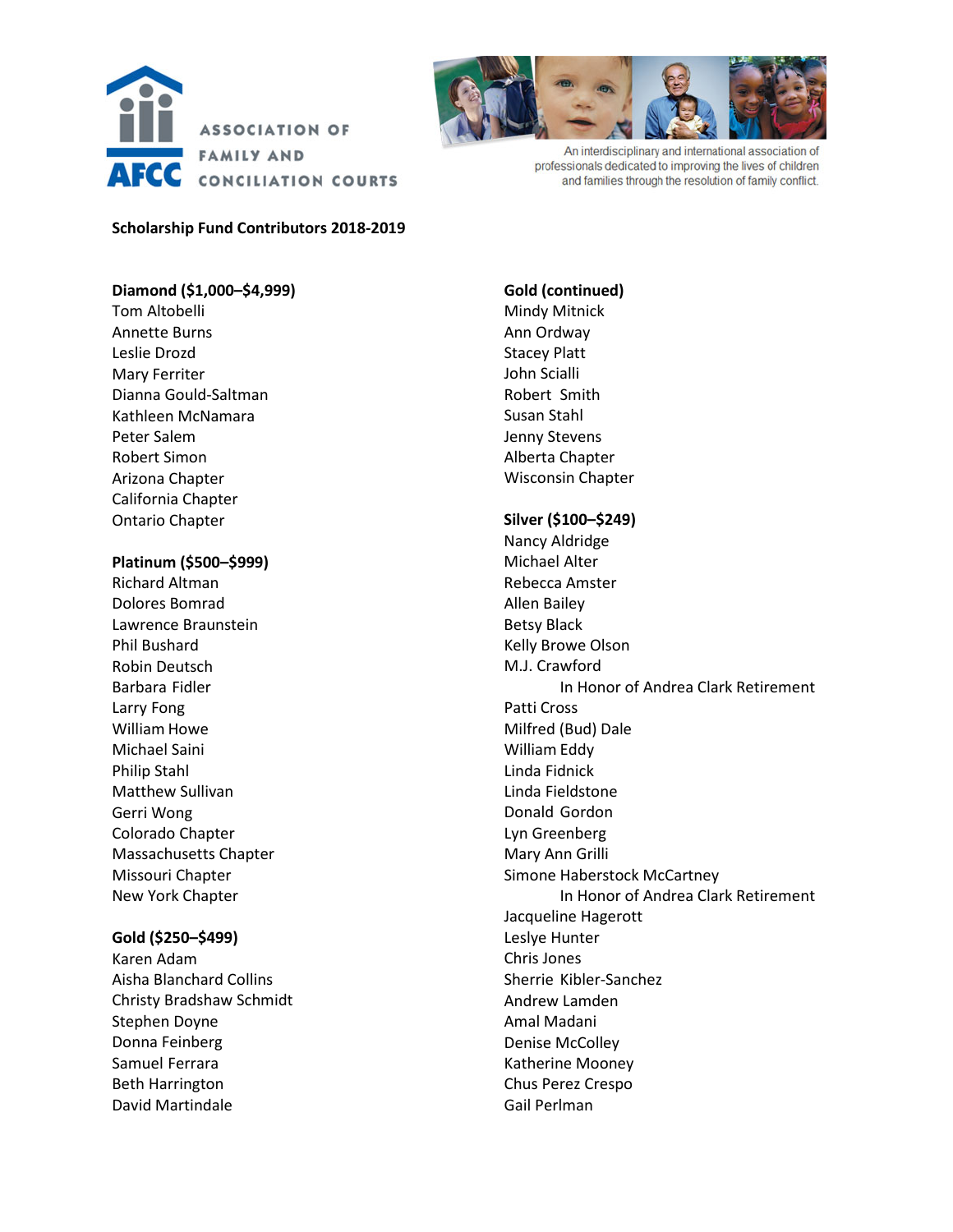ASSOCIATION OF FAMILY AND CONCILIATION COURTS

AFCC

An interdisciplinary and international association of professionals dedicated to improving the lives of children and families through the resolution of family conflict.

**Scholarship Fund Contributors 2018-2019**

**Diamond ($1,000–$4,999)**
Tom Altobelli
Annette Burns
Leslie Drozd
Mary Ferriter
Dianna Gould-Saltman
Kathleen McNamara
Peter Salem
Robert Simon
Arizona Chapter
California Chapter
Ontario Chapter

**Platinum ($500–$999)**
Richard Altman
Dolores Bomrad
Lawrence Braunstein
Phil Bushard
Robin Deutsch
Barbara Fidler
Larry Fong
William Howe
Michael Saini
Philip Stahl
Matthew Sullivan
Gerri Wong
Colorado Chapter
Massachusetts Chapter
Missouri Chapter
New York Chapter

**Gold ($250–$499)**
Karen Adam
Aisha Blanchard Collins
Christy Bradshaw Schmidt
Stephen Doyne
Donna Feinberg
Samuel Ferrara
Beth Harrington
David Martindale

**Gold (continued)**
Mindy Mitnick
Ann Ordway
Stacey Platt
John Scialli
Robert Smith
Susan Stahl
Jenny Stevens
Alberta Chapter
Wisconsin Chapter

**Silver ($100–$249)**
Nancy Aldridge
Michael Alter
Rebecca Amster
Allen Bailey
Betsy Black
Kelly Browe Olson
M.J. Crawford
    In Honor of Andrea Clark Retirement
Patti Cross
Milfred (Bud) Dale
William Eddy
Linda Fidnick
Linda Fieldstone
Donald Gordon
Lyn Greenberg
Mary Ann Grilli
Simone Haberstock McCartney
    In Honor of Andrea Clark Retirement
Jacqueline Hagerott
Leslye Hunter
Chris Jones
Sherrie Kibler-Sanchez
Andrew Lamden
Amal Madani
Denise McColley
Katherine Mooney
Chus Perez Crespo
Gail Perlman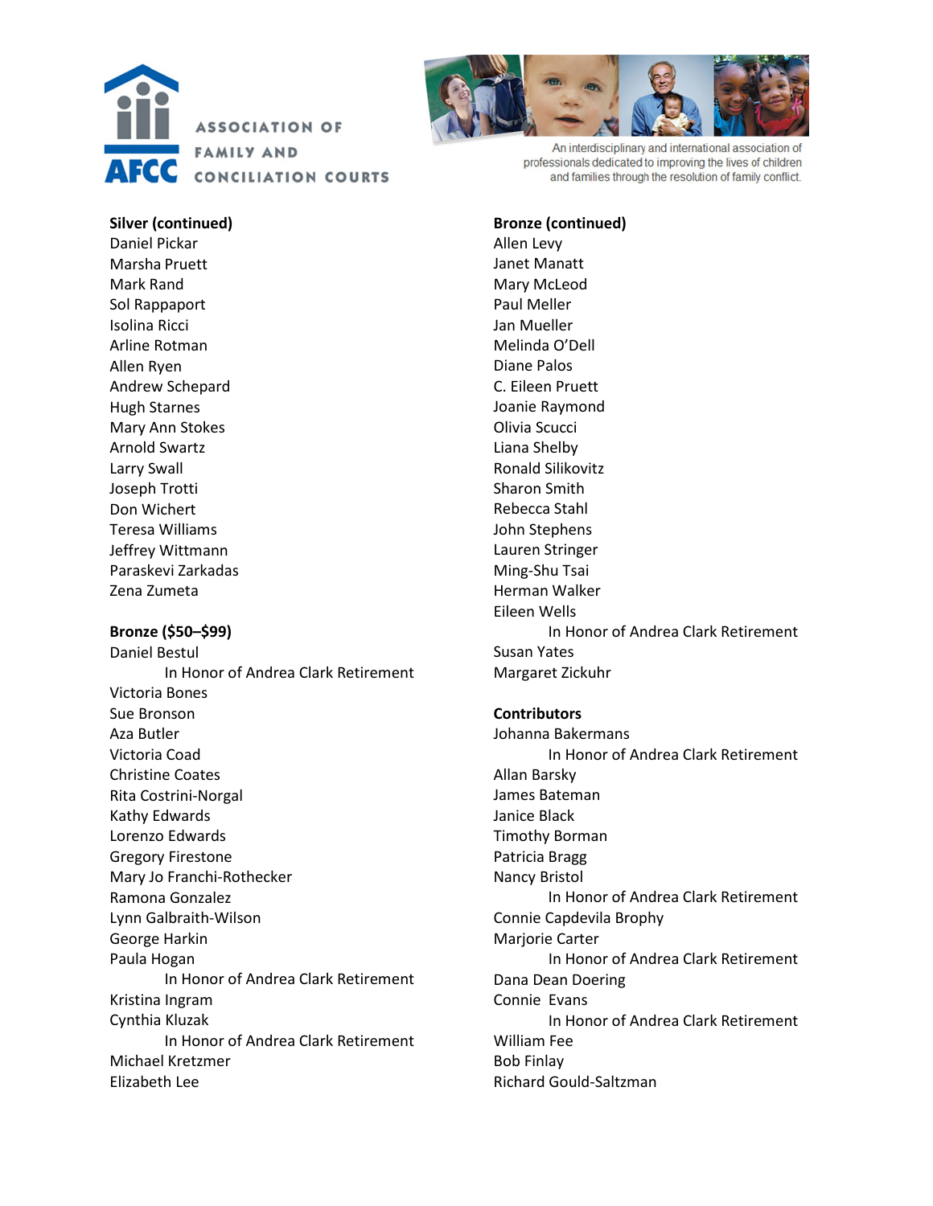**Silver (continued)**

Daniel Pickar
Marsha Pruett
Mark Rand
Sol Rappaport
Isolina Ricci
Arline Rotman
Allen Ryen
Andrew Schepard
Hugh Starnes
Mary Ann Stokes
Arnold Swartz
Larry Swall
Joseph Trotti
Don Wichert
Teresa Williams
Jeffrey Wittmann
Paraskevi Zarkadas
Zena Zumeta

**Bronze ($50–$99)**

Daniel Bestul
    In Honor of Andrea Clark Retirement
Victoria Bones
Sue Bronson
Aza Butler
Victoria Coad
Christine Coates
Rita Costrini-Norgal
Kathy Edwards
Lorenzo Edwards
Gregory Firestone
Mary Jo Franchi-Rothecker
Ramona Gonzalez
Lynn Galbraith-Wilson
George Harkin
Paula Hogan
    In Honor of Andrea Clark Retirement
Kristina Ingram
Cynthia Kluzak
    In Honor of Andrea Clark Retirement
Michael Kretzmer
Elizabeth Lee

**Bronze (continued)**

Allen Levy
Janet Manatt
Mary McLeod
Paul Meller
Jan Mueller
Melinda O'Dell
Diane Palos
C. Eileen Pruett
Joanie Raymond
Olivia Scucci
Liana Shelby
Ronald Silikovitz
Sharon Smith
Rebecca Stahl
John Stephens
Lauren Stringer
Ming-Shu Tsai
Herman Walker
Eileen Wells
    In Honor of Andrea Clark Retirement
Susan Yates
Margaret Zickuhr

**Contributors**

Johanna Bakermans
    In Honor of Andrea Clark Retirement
Allan Barsky
James Bateman
Janice Black
Timothy Borman
Patricia Bragg
Nancy Bristol
    In Honor of Andrea Clark Retirement
Connie Capdevila Brophy
Marjorie Carter
    In Honor of Andrea Clark Retirement
Dana Dean Doering
Connie Evans
    In Honor of Andrea Clark Retirement
William Fee
Bob Finlay
Richard Gould-Saltzman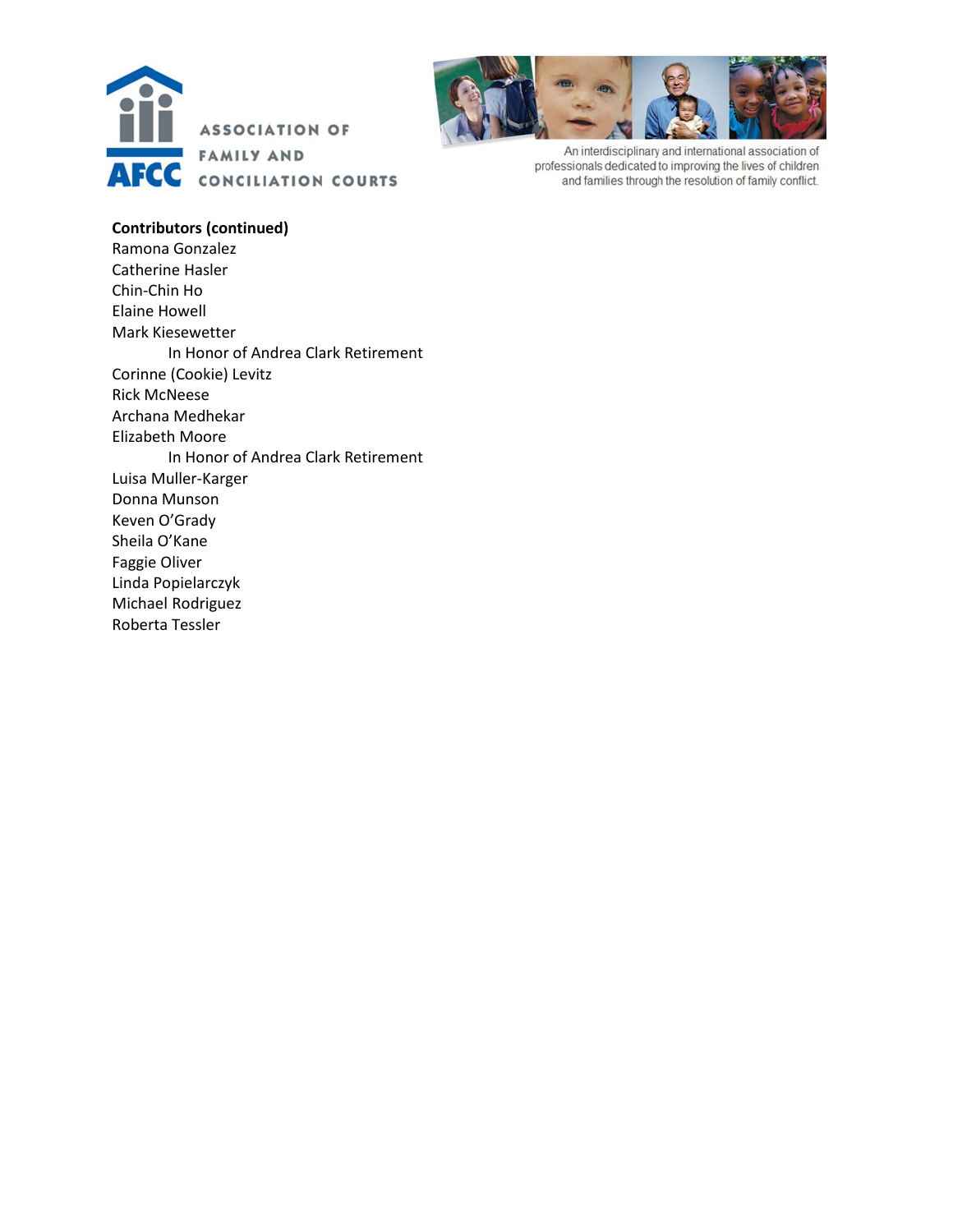ASSOCIATION OF FAMILY AND CONCILIATION COURTS

An interdisciplinary and international association of professionals dedicated to improving the lives of children and families through the resolution of family conflict.

**Contributors (continued)**

Ramona Gonzalez
Catherine Hasler
Chin-Chin Ho
Elaine Howell
Mark Kiesewetter
    In Honor of Andrea Clark Retirement
Corinne (Cookie) Levitz
Rick McNeese
Archana Medhekar
Elizabeth Moore
    In Honor of Andrea Clark Retirement
Luisa Muller-Karger
Donna Munson
Keven O'Grady
Sheila O'Kane
Faggie Oliver
Linda Popielarczyk
Michael Rodriguez
Roberta Tessler